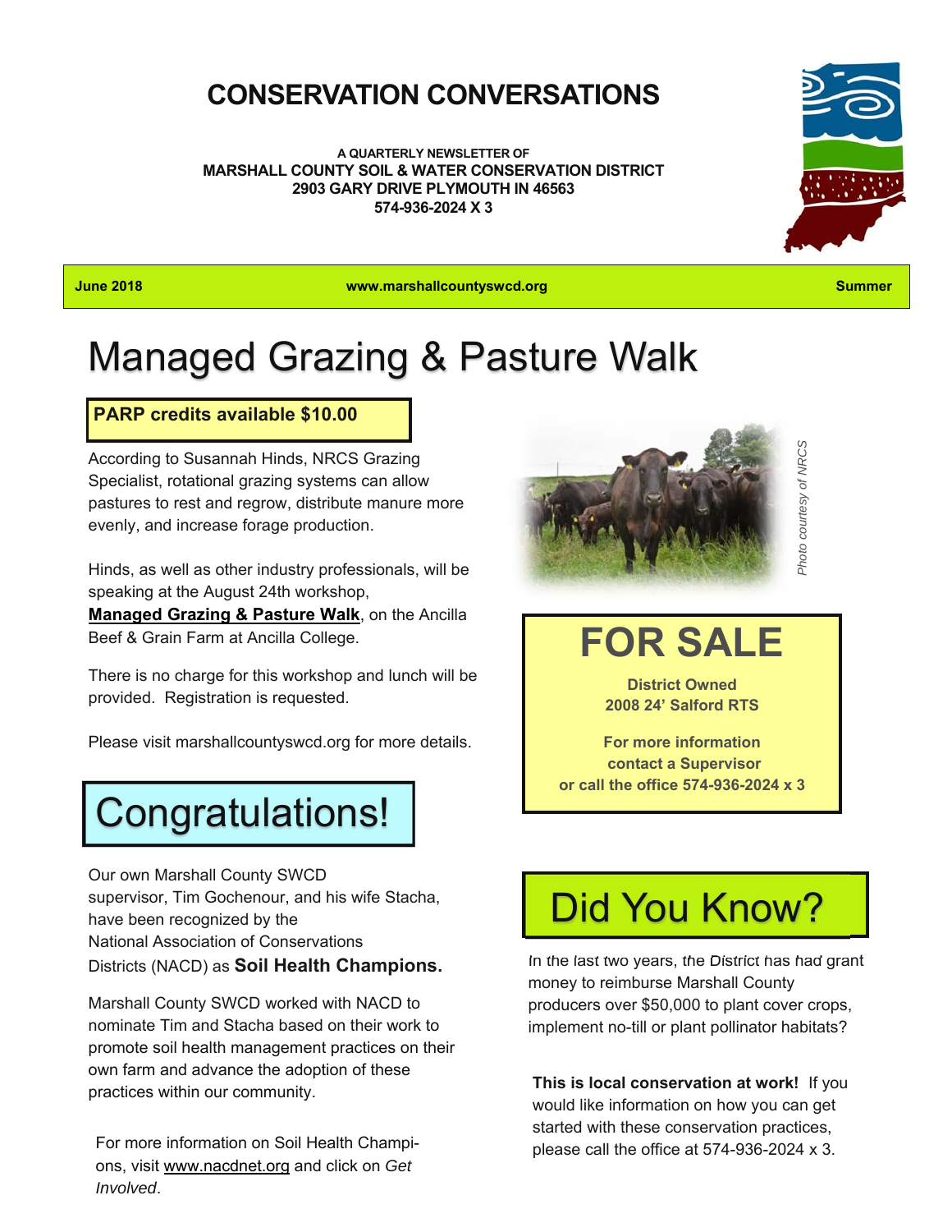# CONSERVATION CONVERSATIONS

**A QUARTERLY NEWSLETTER OF**
**MARSHALL COUNTY SOIL & WATER CONSERVATION DISTRICT**
**2903 GARY DRIVE PLYMOUTH IN 46563**
**574-936-2024 X 3**

**June 2018** | **www.marshallcountyswcd.org** | **Summer**

# Managed Grazing & Pasture Walk

**PARP credits available $10.00**

According to Susannah Hinds, NRCS Grazing Specialist, rotational grazing systems can allow pastures to rest and regrow, distribute manure more evenly, and increase forage production.

Hinds, as well as other industry professionals, will be speaking at the August 24th workshop, **Managed Grazing & Pasture Walk**, on the Ancilla Beef & Grain Farm at Ancilla College.

There is no charge for this workshop and lunch will be provided. Registration is requested.

Please visit marshallcountyswcd.org for more details.

*Photo courtesy of NRCS*

## Congratulations!

Our own Marshall County SWCD supervisor, Tim Gochenour, and his wife Stacha, have been recognized by the National Association of Conservations Districts (NACD) as **Soil Health Champions.**

Marshall County SWCD worked with NACD to nominate Tim and Stacha based on their work to promote soil health management practices on their own farm and advance the adoption of these practices within our community.

For more information on Soil Health Champions, visit www.nacdnet.org and click on *Get Involved*.

## FOR SALE

**District Owned**
**2008 24' Salford RTS**

**For more information contact a Supervisor or call the office 574-936-2024 x 3**

## Did You Know?

In the last two years, the District has had grant money to reimburse Marshall County producers over $50,000 to plant cover crops, implement no-till or plant pollinator habitats?

**This is local conservation at work!** If you would like information on how you can get started with these conservation practices, please call the office at 574-936-2024 x 3.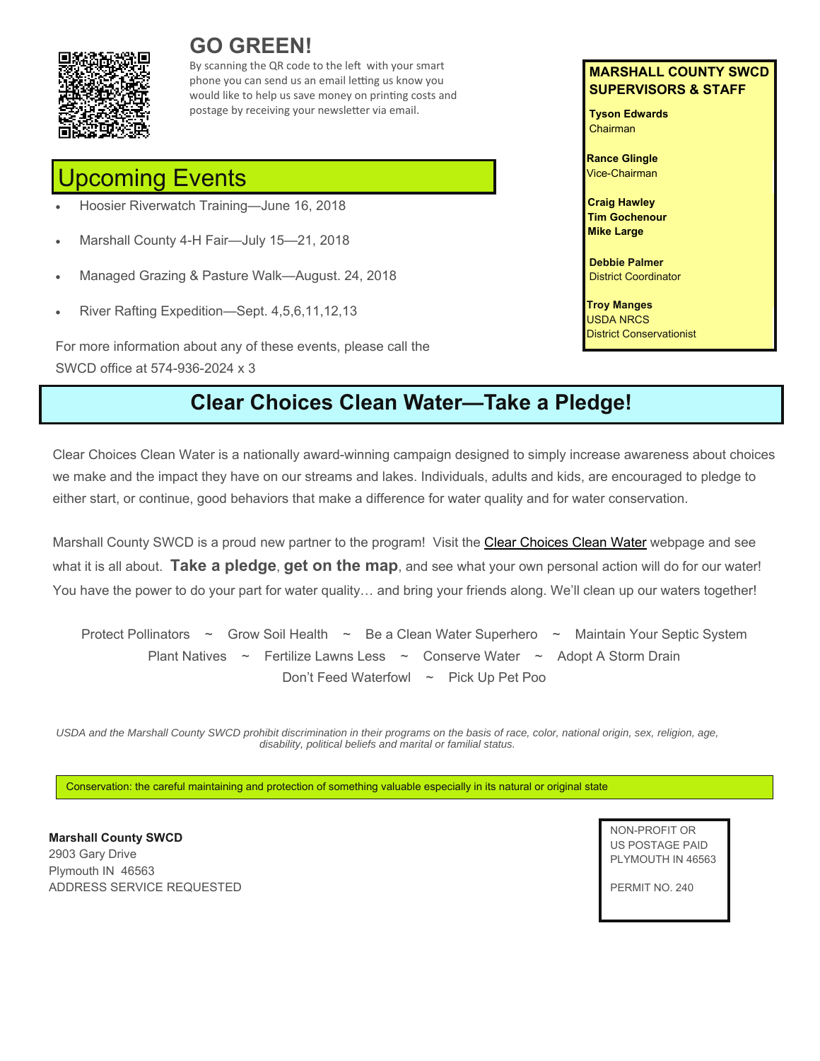## GO GREEN!

By scanning the QR code to the left with your smart phone you can send us an email letting us know you would like to help us save money on printing costs and postage by receiving your newsletter via email.

## Upcoming Events

- Hoosier Riverwatch Training—June 16, 2018
- Marshall County 4-H Fair—July 15—21, 2018
- Managed Grazing & Pasture Walk—August. 24, 2018
- River Rafting Expedition—Sept. 4,5,6,11,12,13

For more information about any of these events, please call the SWCD office at 574-936-2024 x 3

### MARSHALL COUNTY SWCD SUPERVISORS & STAFF

**Tyson Edwards**
Chairman

**Rance Glingle**
Vice-Chairman

**Craig Hawley**
**Tim Gochenour**
**Mike Large**

**Debbie Palmer**
District Coordinator

**Troy Manges**
USDA NRCS
District Conservationist

## Clear Choices Clean Water—Take a Pledge!

Clear Choices Clean Water is a nationally award-winning campaign designed to simply increase awareness about choices we make and the impact they have on our streams and lakes. Individuals, adults and kids, are encouraged to pledge to either start, or continue, good behaviors that make a difference for water quality and for water conservation.

Marshall County SWCD is a proud new partner to the program! Visit the Clear Choices Clean Water webpage and see what it is all about. **Take a pledge**, **get on the map**, and see what your own personal action will do for our water! You have the power to do your part for water quality… and bring your friends along. We'll clean up our waters together!

Protect Pollinators ~ Grow Soil Health ~ Be a Clean Water Superhero ~ Maintain Your Septic System
Plant Natives ~ Fertilize Lawns Less ~ Conserve Water ~ Adopt A Storm Drain
Don't Feed Waterfowl ~ Pick Up Pet Poo

*USDA and the Marshall County SWCD prohibit discrimination in their programs on the basis of race, color, national origin, sex, religion, age, disability, political beliefs and marital or familial status.*

Conservation: the careful maintaining and protection of something valuable especially in its natural or original state

**Marshall County SWCD**
2903 Gary Drive
Plymouth IN 46563
ADDRESS SERVICE REQUESTED

NON-PROFIT OR
US POSTAGE PAID
PLYMOUTH IN 46563

PERMIT NO. 240